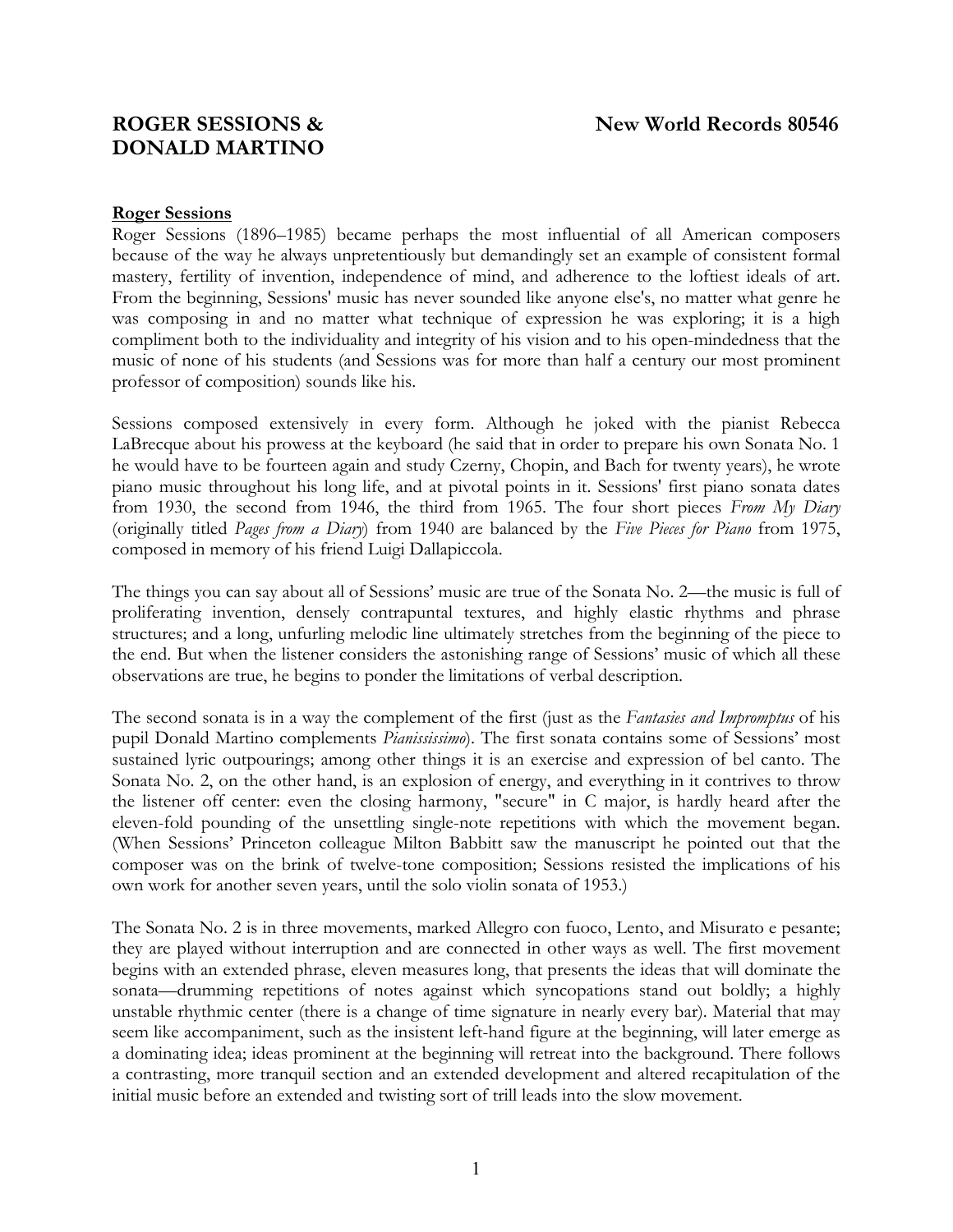# ROGER SESSIONS & DONALD MARTINO

**New World Records 80546**

## Roger Sessions

Roger Sessions (1896–1985) became perhaps the most influential of all American composers because of the way he always unpretentiously but demandingly set an example of consistent formal mastery, fertility of invention, independence of mind, and adherence to the loftiest ideals of art. From the beginning, Sessions' music has never sounded like anyone else's, no matter what genre he was composing in and no matter what technique of expression he was exploring; it is a high compliment both to the individuality and integrity of his vision and to his open-mindedness that the music of none of his students (and Sessions was for more than half a century our most prominent professor of composition) sounds like his.

Sessions composed extensively in every form. Although he joked with the pianist Rebecca LaBrecque about his prowess at the keyboard (he said that in order to prepare his own Sonata No. 1 he would have to be fourteen again and study Czerny, Chopin, and Bach for twenty years), he wrote piano music throughout his long life, and at pivotal points in it. Sessions' first piano sonata dates from 1930, the second from 1946, the third from 1965. The four short pieces *From My Diary* (originally titled *Pages from a Diary*) from 1940 are balanced by the *Five Pieces for Piano* from 1975, composed in memory of his friend Luigi Dallapiccola.

The things you can say about all of Sessions' music are true of the Sonata No. 2—the music is full of proliferating invention, densely contrapuntal textures, and highly elastic rhythms and phrase structures; and a long, unfurling melodic line ultimately stretches from the beginning of the piece to the end. But when the listener considers the astonishing range of Sessions' music of which all these observations are true, he begins to ponder the limitations of verbal description.

The second sonata is in a way the complement of the first (just as the *Fantasies and Impromptus* of his pupil Donald Martino complements *Pianississimo*). The first sonata contains some of Sessions' most sustained lyric outpourings; among other things it is an exercise and expression of bel canto. The Sonata No. 2, on the other hand, is an explosion of energy, and everything in it contrives to throw the listener off center: even the closing harmony, "secure" in C major, is hardly heard after the eleven-fold pounding of the unsettling single-note repetitions with which the movement began. (When Sessions' Princeton colleague Milton Babbitt saw the manuscript he pointed out that the composer was on the brink of twelve-tone composition; Sessions resisted the implications of his own work for another seven years, until the solo violin sonata of 1953.)

The Sonata No. 2 is in three movements, marked Allegro con fuoco, Lento, and Misurato e pesante; they are played without interruption and are connected in other ways as well. The first movement begins with an extended phrase, eleven measures long, that presents the ideas that will dominate the sonata—drumming repetitions of notes against which syncopations stand out boldly; a highly unstable rhythmic center (there is a change of time signature in nearly every bar). Material that may seem like accompaniment, such as the insistent left-hand figure at the beginning, will later emerge as a dominating idea; ideas prominent at the beginning will retreat into the background. There follows a contrasting, more tranquil section and an extended development and altered recapitulation of the initial music before an extended and twisting sort of trill leads into the slow movement.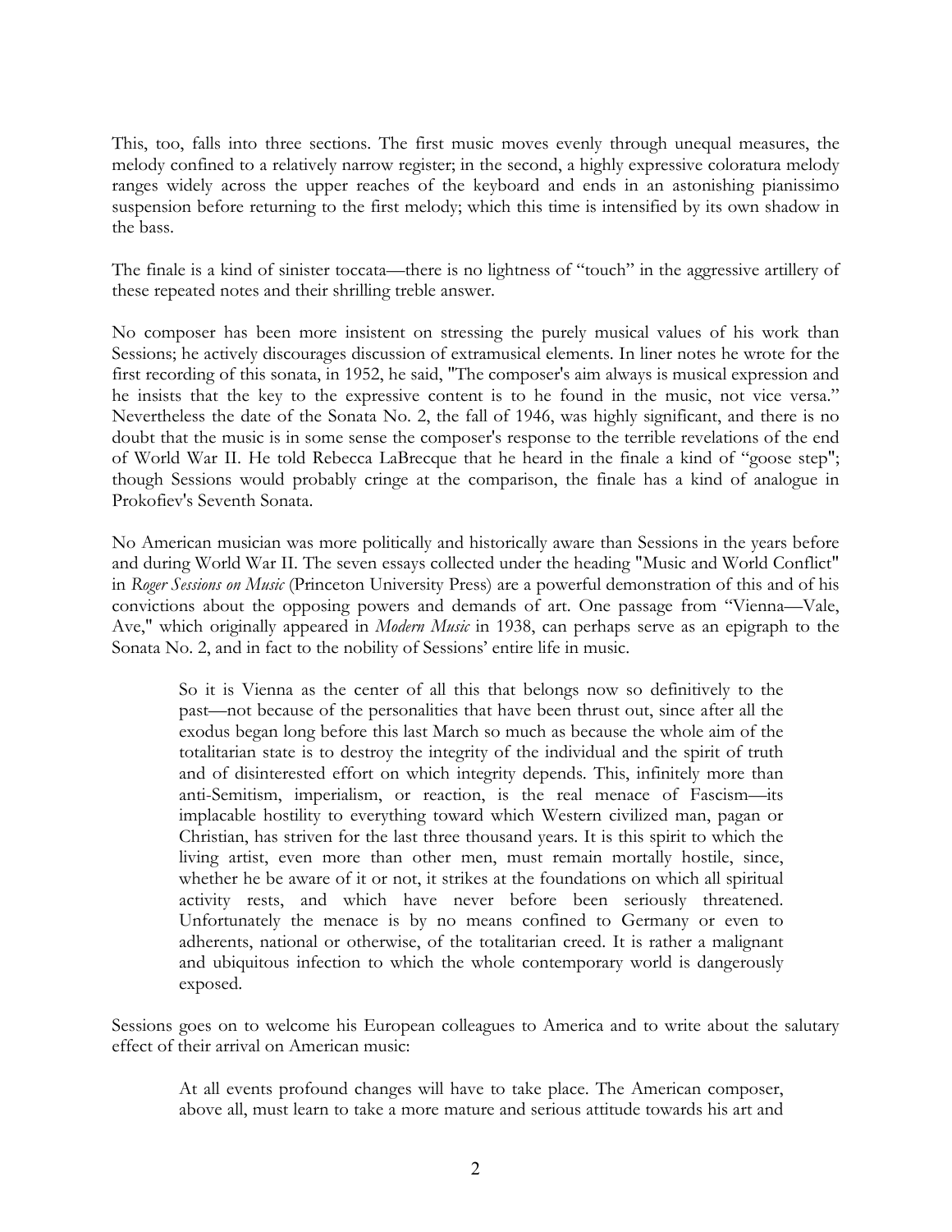This, too, falls into three sections. The first music moves evenly through unequal measures, the melody confined to a relatively narrow register; in the second, a highly expressive coloratura melody ranges widely across the upper reaches of the keyboard and ends in an astonishing pianissimo suspension before returning to the first melody; which this time is intensified by its own shadow in the bass.

The finale is a kind of sinister toccata—there is no lightness of "touch" in the aggressive artillery of these repeated notes and their shrilling treble answer.

No composer has been more insistent on stressing the purely musical values of his work than Sessions; he actively discourages discussion of extramusical elements. In liner notes he wrote for the first recording of this sonata, in 1952, he said, "The composer's aim always is musical expression and he insists that the key to the expressive content is to he found in the music, not vice versa." Nevertheless the date of the Sonata No. 2, the fall of 1946, was highly significant, and there is no doubt that the music is in some sense the composer's response to the terrible revelations of the end of World War II. He told Rebecca LaBrecque that he heard in the finale a kind of "goose step"; though Sessions would probably cringe at the comparison, the finale has a kind of analogue in Prokofiev's Seventh Sonata.

No American musician was more politically and historically aware than Sessions in the years before and during World War II. The seven essays collected under the heading "Music and World Conflict" in *Roger Sessions on Music* (Princeton University Press) are a powerful demonstration of this and of his convictions about the opposing powers and demands of art. One passage from "Vienna—Vale, Ave," which originally appeared in *Modern Music* in 1938, can perhaps serve as an epigraph to the Sonata No. 2, and in fact to the nobility of Sessions' entire life in music.

> So it is Vienna as the center of all this that belongs now so definitively to the past—not because of the personalities that have been thrust out, since after all the exodus began long before this last March so much as because the whole aim of the totalitarian state is to destroy the integrity of the individual and the spirit of truth and of disinterested effort on which integrity depends. This, infinitely more than anti-Semitism, imperialism, or reaction, is the real menace of Fascism—its implacable hostility to everything toward which Western civilized man, pagan or Christian, has striven for the last three thousand years. It is this spirit to which the living artist, even more than other men, must remain mortally hostile, since, whether he be aware of it or not, it strikes at the foundations on which all spiritual activity rests, and which have never before been seriously threatened. Unfortunately the menace is by no means confined to Germany or even to adherents, national or otherwise, of the totalitarian creed. It is rather a malignant and ubiquitous infection to which the whole contemporary world is dangerously exposed.

Sessions goes on to welcome his European colleagues to America and to write about the salutary effect of their arrival on American music:

> At all events profound changes will have to take place. The American composer, above all, must learn to take a more mature and serious attitude towards his art and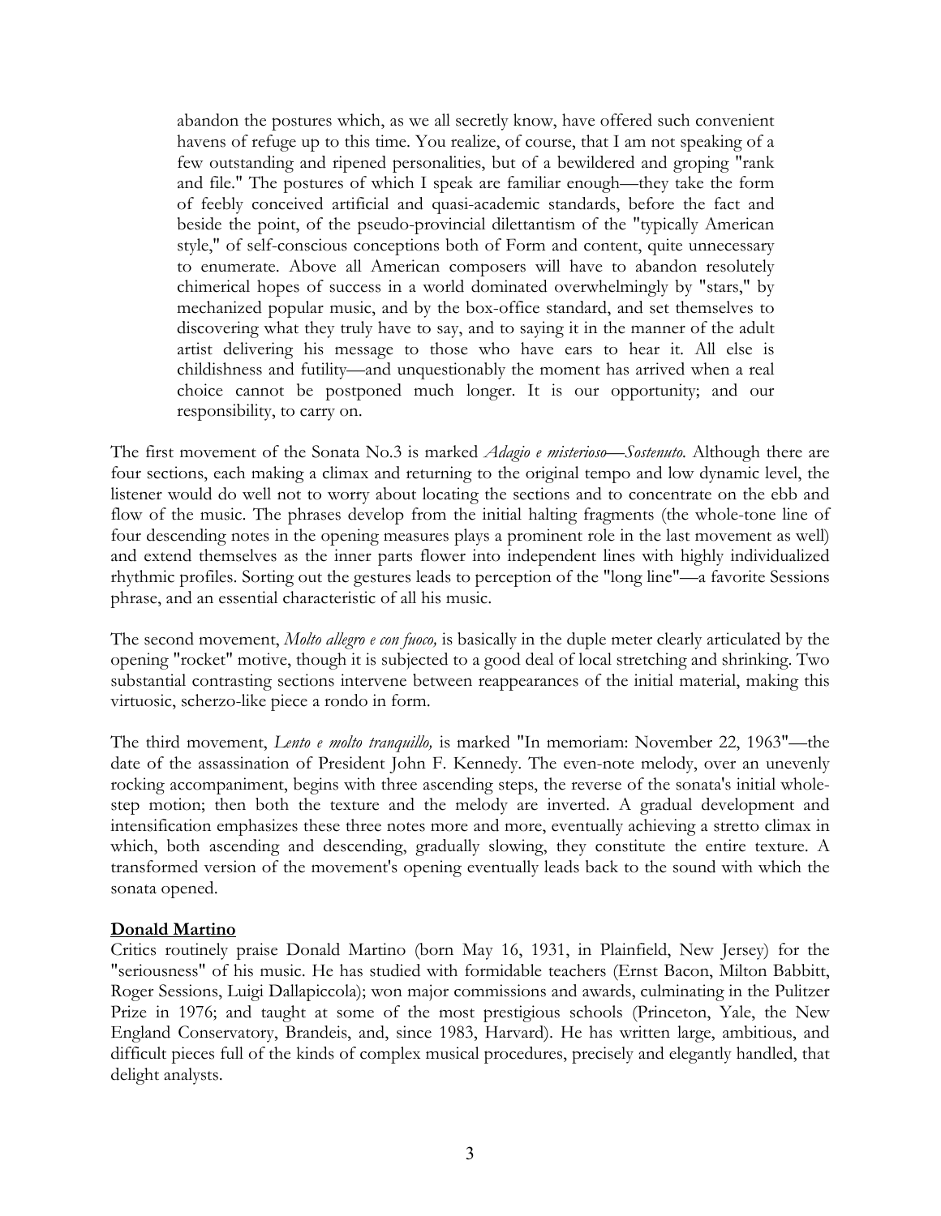> abandon the postures which, as we all secretly know, have offered such convenient havens of refuge up to this time. You realize, of course, that I am not speaking of a few outstanding and ripened personalities, but of a bewildered and groping "rank and file." The postures of which I speak are familiar enough—they take the form of feebly conceived artificial and quasi-academic standards, before the fact and beside the point, of the pseudo-provincial dilettantism of the "typically American style," of self-conscious conceptions both of Form and content, quite unnecessary to enumerate. Above all American composers will have to abandon resolutely chimerical hopes of success in a world dominated overwhelmingly by "stars," by mechanized popular music, and by the box-office standard, and set themselves to discovering what they truly have to say, and to saying it in the manner of the adult artist delivering his message to those who have ears to hear it. All else is childishness and futility—and unquestionably the moment has arrived when a real choice cannot be postponed much longer. It is our opportunity; and our responsibility, to carry on.

The first movement of the Sonata No.3 is marked *Adagio e misterioso—Sostenuto.* Although there are four sections, each making a climax and returning to the original tempo and low dynamic level, the listener would do well not to worry about locating the sections and to concentrate on the ebb and flow of the music. The phrases develop from the initial halting fragments (the whole-tone line of four descending notes in the opening measures plays a prominent role in the last movement as well) and extend themselves as the inner parts flower into independent lines with highly individualized rhythmic profiles. Sorting out the gestures leads to perception of the "long line"—a favorite Sessions phrase, and an essential characteristic of all his music.

The second movement, *Molto allegro e con fuoco,* is basically in the duple meter clearly articulated by the opening "rocket" motive, though it is subjected to a good deal of local stretching and shrinking. Two substantial contrasting sections intervene between reappearances of the initial material, making this virtuosic, scherzo-like piece a rondo in form.

The third movement, *Lento e molto tranquillo,* is marked "In memoriam: November 22, 1963"—the date of the assassination of President John F. Kennedy. The even-note melody, over an unevenly rocking accompaniment, begins with three ascending steps, the reverse of the sonata's initial whole-step motion; then both the texture and the melody are inverted. A gradual development and intensification emphasizes these three notes more and more, eventually achieving a stretto climax in which, both ascending and descending, gradually slowing, they constitute the entire texture. A transformed version of the movement's opening eventually leads back to the sound with which the sonata opened.

**Donald Martino**

Critics routinely praise Donald Martino (born May 16, 1931, in Plainfield, New Jersey) for the "seriousness" of his music. He has studied with formidable teachers (Ernst Bacon, Milton Babbitt, Roger Sessions, Luigi Dallapiccola); won major commissions and awards, culminating in the Pulitzer Prize in 1976; and taught at some of the most prestigious schools (Princeton, Yale, the New England Conservatory, Brandeis, and, since 1983, Harvard). He has written large, ambitious, and difficult pieces full of the kinds of complex musical procedures, precisely and elegantly handled, that delight analysts.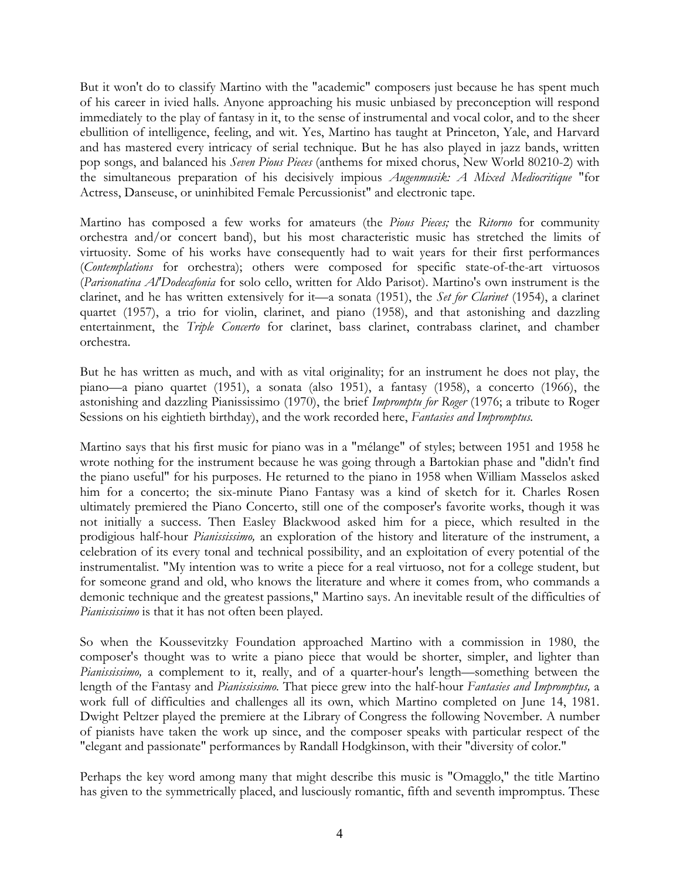But it won't do to classify Martino with the "academic" composers just because he has spent much of his career in ivied halls. Anyone approaching his music unbiased by preconception will respond immediately to the play of fantasy in it, to the sense of instrumental and vocal color, and to the sheer ebullition of intelligence, feeling, and wit. Yes, Martino has taught at Princeton, Yale, and Harvard and has mastered every intricacy of serial technique. But he has also played in jazz bands, written pop songs, and balanced his *Seven Pious Pieces* (anthems for mixed chorus, New World 80210-2) with the simultaneous preparation of his decisively impious *Augenmusik: A Mixed Mediocritique* "for Actress, Danseuse, or uninhibited Female Percussionist" and electronic tape.

Martino has composed a few works for amateurs (the *Pious Pieces;* the *Ritorno* for community orchestra and/or concert band), but his most characteristic music has stretched the limits of virtuosity. Some of his works have consequently had to wait years for their first performances (*Contemplations* for orchestra); others were composed for specific state-of-the-art virtuosos (*Parisonatina Al'Dodecafonia* for solo cello, written for Aldo Parisot). Martino's own instrument is the clarinet, and he has written extensively for it—a sonata (1951), the *Set for Clarinet* (1954), a clarinet quartet (1957), a trio for violin, clarinet, and piano (1958), and that astonishing and dazzling entertainment, the *Triple Concerto* for clarinet, bass clarinet, contrabass clarinet, and chamber orchestra.

But he has written as much, and with as vital originality; for an instrument he does not play, the piano—a piano quartet (1951), a sonata (also 1951), a fantasy (1958), a concerto (1966), the astonishing and dazzling Pianississimo (1970), the brief *Impromptu for Roger* (1976; a tribute to Roger Sessions on his eightieth birthday), and the work recorded here, *Fantasies and Impromptus.*

Martino says that his first music for piano was in a "mélange" of styles; between 1951 and 1958 he wrote nothing for the instrument because he was going through a Bartokian phase and "didn't find the piano useful" for his purposes. He returned to the piano in 1958 when William Masselos asked him for a concerto; the six-minute Piano Fantasy was a kind of sketch for it. Charles Rosen ultimately premiered the Piano Concerto, still one of the composer's favorite works, though it was not initially a success. Then Easley Blackwood asked him for a piece, which resulted in the prodigious half-hour *Pianississimo,* an exploration of the history and literature of the instrument, a celebration of its every tonal and technical possibility, and an exploitation of every potential of the instrumentalist. "My intention was to write a piece for a real virtuoso, not for a college student, but for someone grand and old, who knows the literature and where it comes from, who commands a demonic technique and the greatest passions," Martino says. An inevitable result of the difficulties of *Pianississimo* is that it has not often been played.

So when the Koussevitzky Foundation approached Martino with a commission in 1980, the composer's thought was to write a piano piece that would be shorter, simpler, and lighter than *Pianississimo,* a complement to it, really, and of a quarter-hour's length—something between the length of the Fantasy and *Pianississimo.* That piece grew into the half-hour *Fantasies and Impromptus,* a work full of difficulties and challenges all its own, which Martino completed on June 14, 1981. Dwight Peltzer played the premiere at the Library of Congress the following November. A number of pianists have taken the work up since, and the composer speaks with particular respect of the "elegant and passionate" performances by Randall Hodgkinson, with their "diversity of color."

Perhaps the key word among many that might describe this music is "Omagglo," the title Martino has given to the symmetrically placed, and lusciously romantic, fifth and seventh impromptus. These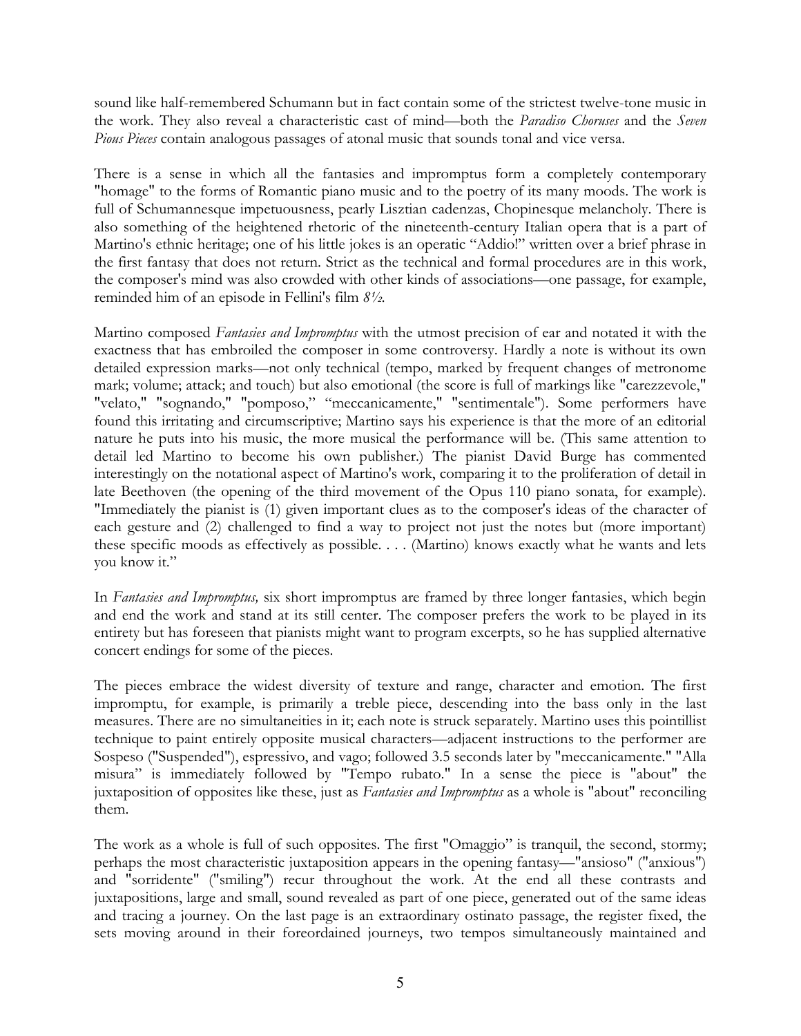sound like half-remembered Schumann but in fact contain some of the strictest twelve-tone music in the work. They also reveal a characteristic cast of mind—both the *Paradiso Choruses* and the *Seven Pious Pieces* contain analogous passages of atonal music that sounds tonal and vice versa.

There is a sense in which all the fantasies and impromptus form a completely contemporary "homage" to the forms of Romantic piano music and to the poetry of its many moods. The work is full of Schumannesque impetuousness, pearly Lisztian cadenzas, Chopinesque melancholy. There is also something of the heightened rhetoric of the nineteenth-century Italian opera that is a part of Martino's ethnic heritage; one of his little jokes is an operatic "Addio!" written over a brief phrase in the first fantasy that does not return. Strict as the technical and formal procedures are in this work, the composer's mind was also crowded with other kinds of associations—one passage, for example, reminded him of an episode in Fellini's film *8½*.

Martino composed *Fantasies and Impromptus* with the utmost precision of ear and notated it with the exactness that has embroiled the composer in some controversy. Hardly a note is without its own detailed expression marks—not only technical (tempo, marked by frequent changes of metronome mark; volume; attack; and touch) but also emotional (the score is full of markings like "carezzevole," "velato," "sognando," "pomposo," "meccanicamente," "sentimentale"). Some performers have found this irritating and circumscriptive; Martino says his experience is that the more of an editorial nature he puts into his music, the more musical the performance will be. (This same attention to detail led Martino to become his own publisher.) The pianist David Burge has commented interestingly on the notational aspect of Martino's work, comparing it to the proliferation of detail in late Beethoven (the opening of the third movement of the Opus 110 piano sonata, for example). "Immediately the pianist is (1) given important clues as to the composer's ideas of the character of each gesture and (2) challenged to find a way to project not just the notes but (more important) these specific moods as effectively as possible. . . . (Martino) knows exactly what he wants and lets you know it."

In *Fantasies and Impromptus,* six short impromptus are framed by three longer fantasies, which begin and end the work and stand at its still center. The composer prefers the work to be played in its entirety but has foreseen that pianists might want to program excerpts, so he has supplied alternative concert endings for some of the pieces.

The pieces embrace the widest diversity of texture and range, character and emotion. The first impromptu, for example, is primarily a treble piece, descending into the bass only in the last measures. There are no simultaneities in it; each note is struck separately. Martino uses this pointillist technique to paint entirely opposite musical characters—adjacent instructions to the performer are Sospeso ("Suspended"), espressivo, and vago; followed 3.5 seconds later by "meccanicamente." "Alla misura" is immediately followed by "Tempo rubato." In a sense the piece is "about" the juxtaposition of opposites like these, just as *Fantasies and Impromptus* as a whole is "about" reconciling them.

The work as a whole is full of such opposites. The first "Omaggio" is tranquil, the second, stormy; perhaps the most characteristic juxtaposition appears in the opening fantasy—"ansioso" ("anxious") and "sorridente" ("smiling") recur throughout the work. At the end all these contrasts and juxtapositions, large and small, sound revealed as part of one piece, generated out of the same ideas and tracing a journey. On the last page is an extraordinary ostinato passage, the register fixed, the sets moving around in their foreordained journeys, two tempos simultaneously maintained and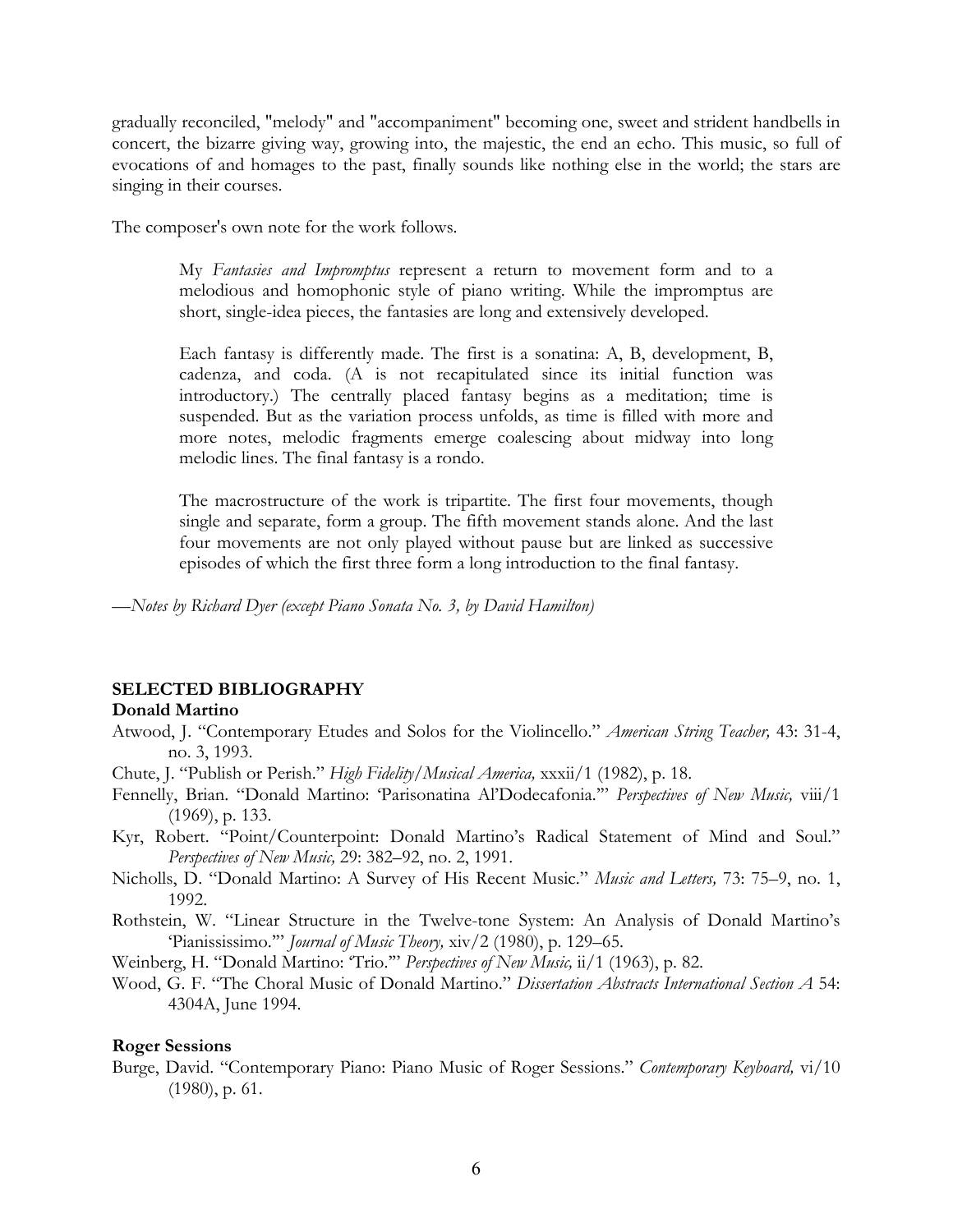gradually reconciled, "melody" and "accompaniment" becoming one, sweet and strident handbells in concert, the bizarre giving way, growing into, the majestic, the end an echo. This music, so full of evocations of and homages to the past, finally sounds like nothing else in the world; the stars are singing in their courses.

The composer's own note for the work follows.

> My *Fantasies and Impromptus* represent a return to movement form and to a melodious and homophonic style of piano writing. While the impromptus are short, single-idea pieces, the fantasies are long and extensively developed.
>
> Each fantasy is differently made. The first is a sonatina: A, B, development, B, cadenza, and coda. (A is not recapitulated since its initial function was introductory.) The centrally placed fantasy begins as a meditation; time is suspended. But as the variation process unfolds, as time is filled with more and more notes, melodic fragments emerge coalescing about midway into long melodic lines. The final fantasy is a rondo.
>
> The macrostructure of the work is tripartite. The first four movements, though single and separate, form a group. The fifth movement stands alone. And the last four movements are not only played without pause but are linked as successive episodes of which the first three form a long introduction to the final fantasy.

—*Notes by Richard Dyer (except Piano Sonata No. 3, by David Hamilton)*

## SELECTED BIBLIOGRAPHY

### Donald Martino

Atwood, J. "Contemporary Etudes and Solos for the Violincello." *American String Teacher,* 43: 31-4, no. 3, 1993.

Chute, J. "Publish or Perish." *High Fidelity/Musical America,* xxxii/1 (1982), p. 18.

Fennelly, Brian. "Donald Martino: 'Parisonatina Al'Dodecafonia.'" *Perspectives of New Music,* viii/1 (1969), p. 133.

Kyr, Robert. "Point/Counterpoint: Donald Martino's Radical Statement of Mind and Soul." *Perspectives of New Music,* 29: 382–92, no. 2, 1991.

Nicholls, D. "Donald Martino: A Survey of His Recent Music." *Music and Letters,* 73: 75–9, no. 1, 1992.

Rothstein, W. "Linear Structure in the Twelve-tone System: An Analysis of Donald Martino's 'Pianississimo.'" *Journal of Music Theory,* xiv/2 (1980), p. 129–65.

Weinberg, H. "Donald Martino: 'Trio.'" *Perspectives of New Music,* ii/1 (1963), p. 82.

Wood, G. F. "The Choral Music of Donald Martino." *Dissertation Abstracts International Section A* 54: 4304A, June 1994.

### Roger Sessions

Burge, David. "Contemporary Piano: Piano Music of Roger Sessions." *Contemporary Keyboard,* vi/10 (1980), p. 61.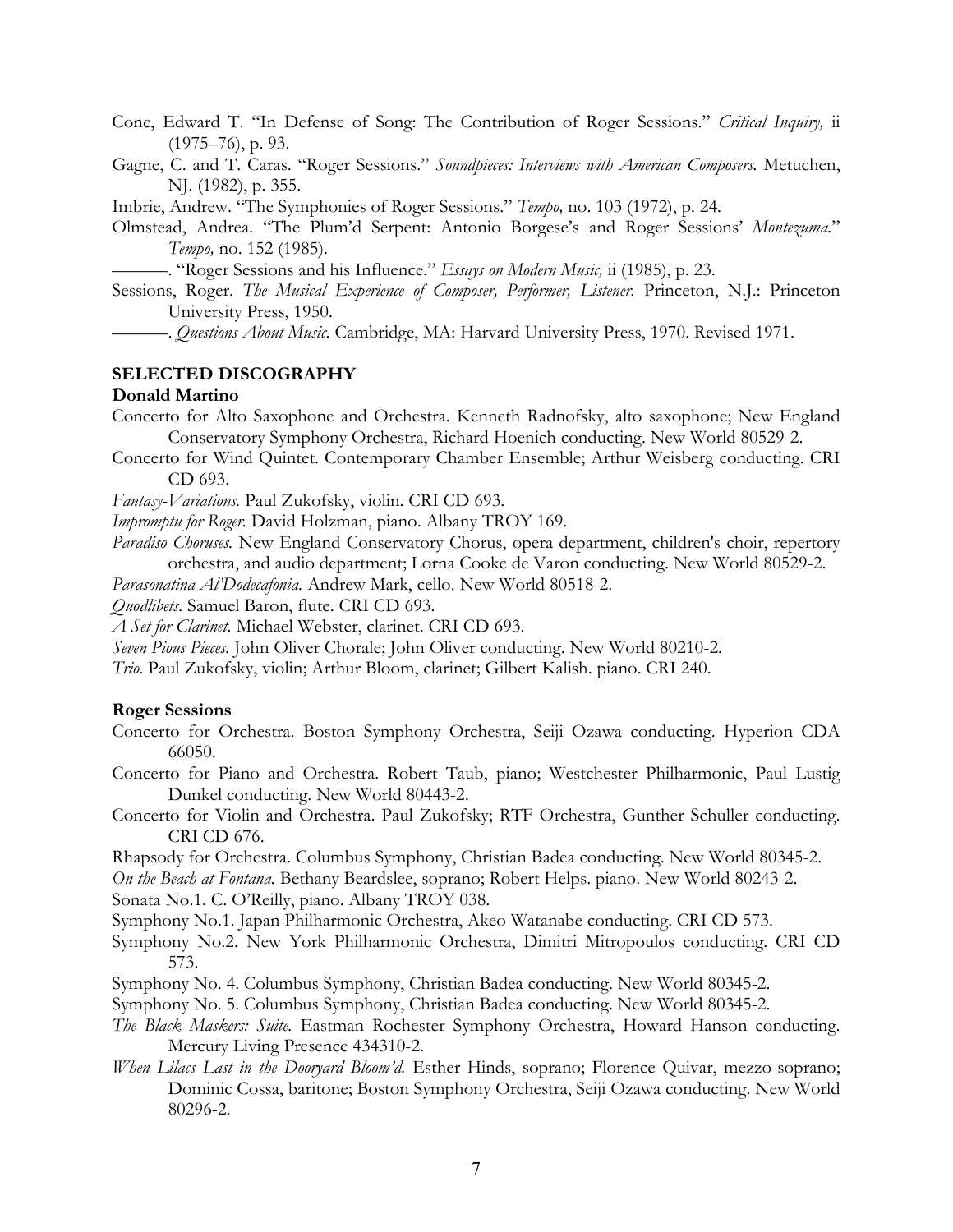Cone, Edward T. "In Defense of Song: The Contribution of Roger Sessions." *Critical Inquiry,* ii (1975–76), p. 93.

Gagne, C. and T. Caras. "Roger Sessions." *Soundpieces: Interviews with American Composers.* Metuchen, NJ. (1982), p. 355.

Imbrie, Andrew. "The Symphonies of Roger Sessions." *Tempo,* no. 103 (1972), p. 24.

Olmstead, Andrea. "The Plum'd Serpent: Antonio Borgese's and Roger Sessions' *Montezuma*." *Tempo,* no. 152 (1985).

———. "Roger Sessions and his Influence." *Essays on Modern Music,* ii (1985), p. 23.

Sessions, Roger. *The Musical Experience of Composer, Performer, Listener.* Princeton, N.J.: Princeton University Press, 1950.

———. *Questions About Music.* Cambridge, MA: Harvard University Press, 1970. Revised 1971.

## SELECTED DISCOGRAPHY

### Donald Martino

Concerto for Alto Saxophone and Orchestra. Kenneth Radnofsky, alto saxophone; New England Conservatory Symphony Orchestra, Richard Hoenich conducting. New World 80529-2.

Concerto for Wind Quintet. Contemporary Chamber Ensemble; Arthur Weisberg conducting. CRI CD 693.

*Fantasy-Variations.* Paul Zukofsky, violin. CRI CD 693.

*Impromptu for Roger.* David Holzman, piano. Albany TROY 169.

*Paradiso Choruses.* New England Conservatory Chorus, opera department, children's choir, repertory orchestra, and audio department; Lorna Cooke de Varon conducting. New World 80529-2.

*Parasonatina Al'Dodecafonia.* Andrew Mark, cello. New World 80518-2.

*Quodlibets*. Samuel Baron, flute. CRI CD 693.

*A Set for Clarinet.* Michael Webster, clarinet. CRI CD 693.

*Seven Pious Pieces.* John Oliver Chorale; John Oliver conducting. New World 80210-2.

*Trio.* Paul Zukofsky, violin; Arthur Bloom, clarinet; Gilbert Kalish. piano. CRI 240.

### Roger Sessions

Concerto for Orchestra. Boston Symphony Orchestra, Seiji Ozawa conducting. Hyperion CDA 66050.

Concerto for Piano and Orchestra. Robert Taub, piano; Westchester Philharmonic, Paul Lustig Dunkel conducting. New World 80443-2.

Concerto for Violin and Orchestra. Paul Zukofsky; RTF Orchestra, Gunther Schuller conducting. CRI CD 676.

Rhapsody for Orchestra. Columbus Symphony, Christian Badea conducting. New World 80345-2.

*On the Beach at Fontana.* Bethany Beardslee, soprano; Robert Helps. piano. New World 80243-2.

Sonata No.1. C. O'Reilly, piano. Albany TROY 038.

Symphony No.1. Japan Philharmonic Orchestra, Akeo Watanabe conducting. CRI CD 573.

Symphony No.2. New York Philharmonic Orchestra, Dimitri Mitropoulos conducting. CRI CD 573.

Symphony No. 4. Columbus Symphony, Christian Badea conducting. New World 80345-2.

Symphony No. 5. Columbus Symphony, Christian Badea conducting. New World 80345-2.

*The Black Maskers: Suite.* Eastman Rochester Symphony Orchestra, Howard Hanson conducting. Mercury Living Presence 434310-2.

*When Lilacs Last in the Dooryard Bloom'd.* Esther Hinds, soprano; Florence Quivar, mezzo-soprano; Dominic Cossa, baritone; Boston Symphony Orchestra, Seiji Ozawa conducting. New World 80296-2.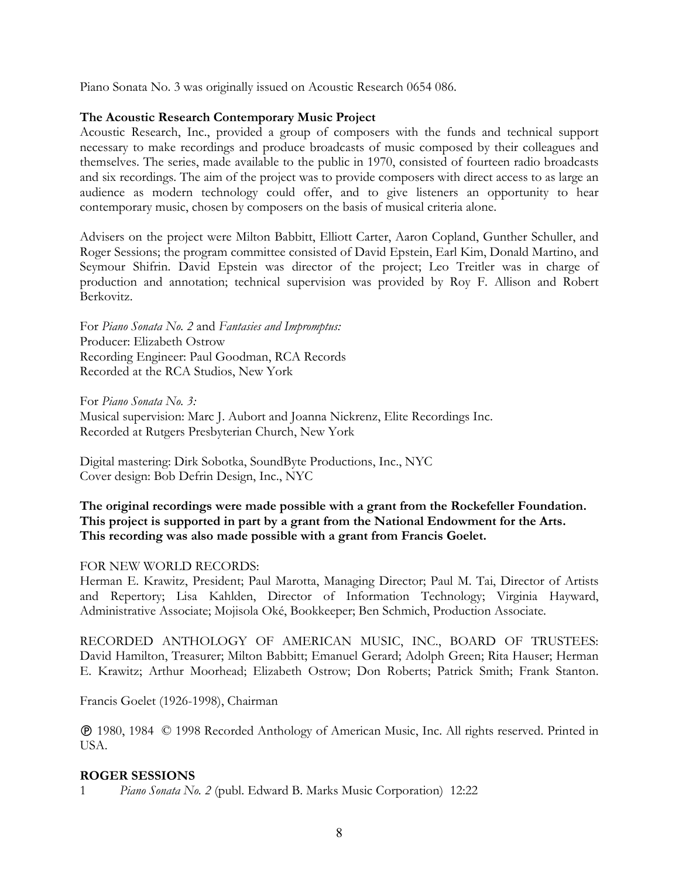Piano Sonata No. 3 was originally issued on Acoustic Research 0654 086.

**The Acoustic Research Contemporary Music Project**

Acoustic Research, Inc., provided a group of composers with the funds and technical support necessary to make recordings and produce broadcasts of music composed by their colleagues and themselves. The series, made available to the public in 1970, consisted of fourteen radio broadcasts and six recordings. The aim of the project was to provide composers with direct access to as large an audience as modern technology could offer, and to give listeners an opportunity to hear contemporary music, chosen by composers on the basis of musical criteria alone.

Advisers on the project were Milton Babbitt, Elliott Carter, Aaron Copland, Gunther Schuller, and Roger Sessions; the program committee consisted of David Epstein, Earl Kim, Donald Martino, and Seymour Shifrin. David Epstein was director of the project; Leo Treitler was in charge of production and annotation; technical supervision was provided by Roy F. Allison and Robert Berkovitz.

For *Piano Sonata No. 2* and *Fantasies and Impromptus:*
Producer: Elizabeth Ostrow
Recording Engineer: Paul Goodman, RCA Records
Recorded at the RCA Studios, New York

For *Piano Sonata No. 3:*
Musical supervision: Marc J. Aubort and Joanna Nickrenz, Elite Recordings Inc.
Recorded at Rutgers Presbyterian Church, New York

Digital mastering: Dirk Sobotka, SoundByte Productions, Inc., NYC
Cover design: Bob Defrin Design, Inc., NYC

**The original recordings were made possible with a grant from the Rockefeller Foundation.**
**This project is supported in part by a grant from the National Endowment for the Arts.**
**This recording was also made possible with a grant from Francis Goelet.**

FOR NEW WORLD RECORDS:
Herman E. Krawitz, President; Paul Marotta, Managing Director; Paul M. Tai, Director of Artists and Repertory; Lisa Kahlden, Director of Information Technology; Virginia Hayward, Administrative Associate; Mojisola Oké, Bookkeeper; Ben Schmich, Production Associate.

RECORDED ANTHOLOGY OF AMERICAN MUSIC, INC., BOARD OF TRUSTEES: David Hamilton, Treasurer; Milton Babbitt; Emanuel Gerard; Adolph Green; Rita Hauser; Herman E. Krawitz; Arthur Moorhead; Elizabeth Ostrow; Don Roberts; Patrick Smith; Frank Stanton.

Francis Goelet (1926-1998), Chairman

℗ 1980, 1984 © 1998 Recorded Anthology of American Music, Inc. All rights reserved. Printed in USA.

**ROGER SESSIONS**

1 *Piano Sonata No. 2* (publ. Edward B. Marks Music Corporation) 12:22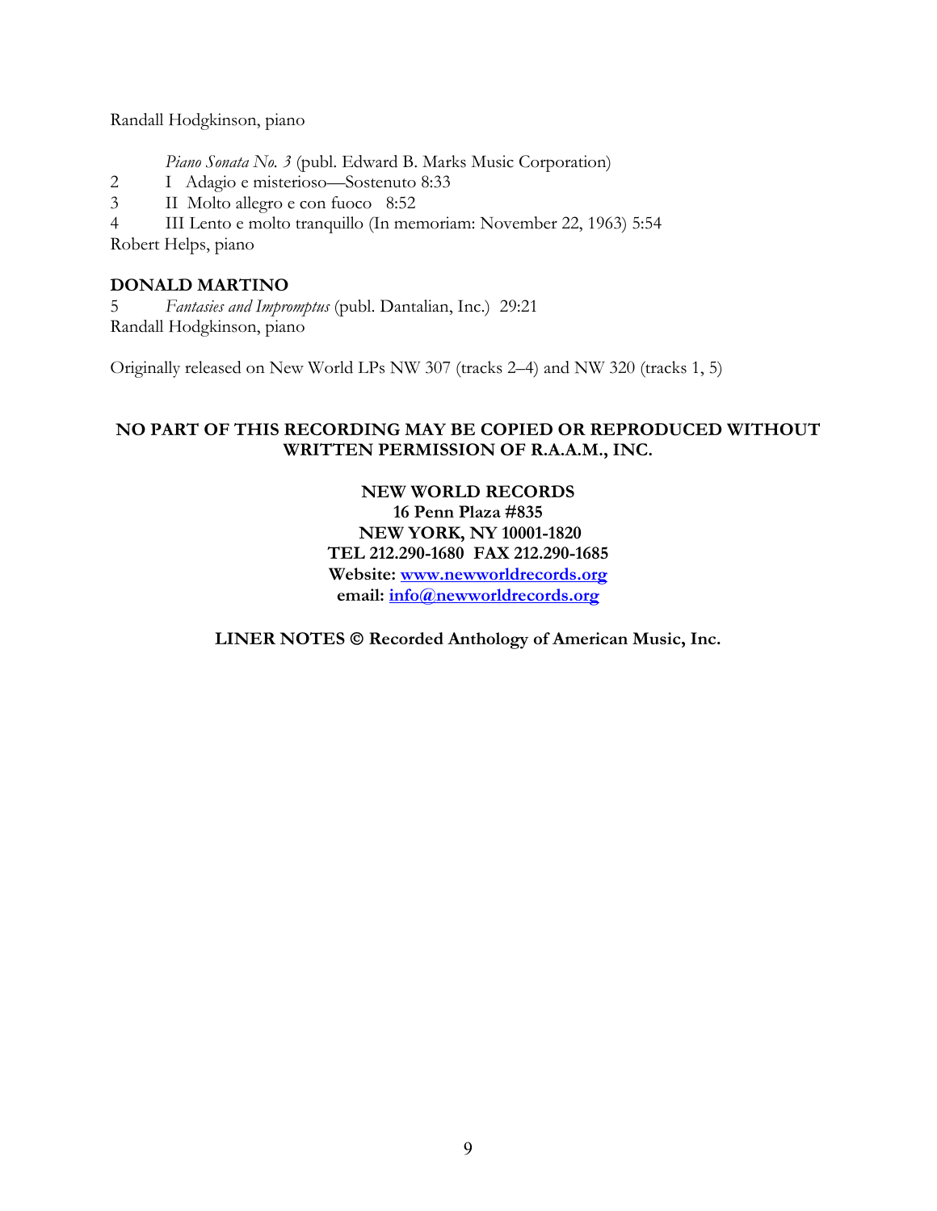Randall Hodgkinson, piano

*Piano Sonata No. 3* (publ. Edward B. Marks Music Corporation)

2 I Adagio e misterioso—Sostenuto 8:33

3 II Molto allegro e con fuoco 8:52

4 III Lento e molto tranquillo (In memoriam: November 22, 1963) 5:54

Robert Helps, piano

**DONALD MARTINO**

5 *Fantasies and Impromptus* (publ. Dantalian, Inc.) 29:21

Randall Hodgkinson, piano

Originally released on New World LPs NW 307 (tracks 2–4) and NW 320 (tracks 1, 5)

**NO PART OF THIS RECORDING MAY BE COPIED OR REPRODUCED WITHOUT WRITTEN PERMISSION OF R.A.A.M., INC.**

**NEW WORLD RECORDS**
**16 Penn Plaza #835**
**NEW YORK, NY 10001-1820**
**TEL 212.290-1680 FAX 212.290-1685**
**Website: www.newworldrecords.org**
**email: info@newworldrecords.org**

**LINER NOTES © Recorded Anthology of American Music, Inc.**